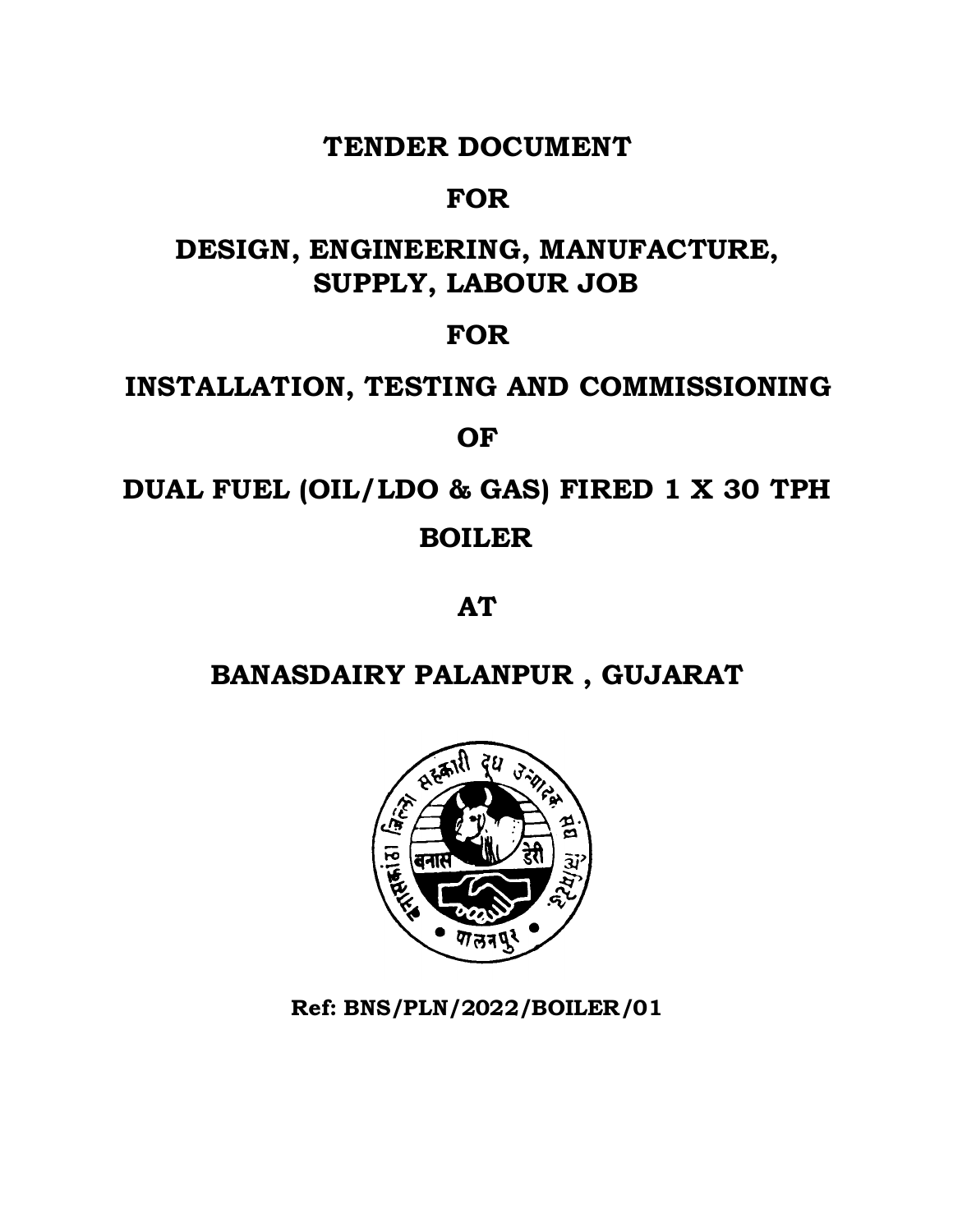# TENDER DOCUMENT

# FOR

# DESIGN, ENGINEERING, MANUFACTURE, SUPPLY, LABOUR JOB

# FOR

# INSTALLATION, TESTING AND COMMISSIONING

# OF

# DUAL FUEL (OIL/LDO & GAS) FIRED 1 X 30 TPH BOILER

# AT

# BANASDAIRY PALANPUR , GUJARAT

**Ref: BNS/PLN/2022/BOILER/01**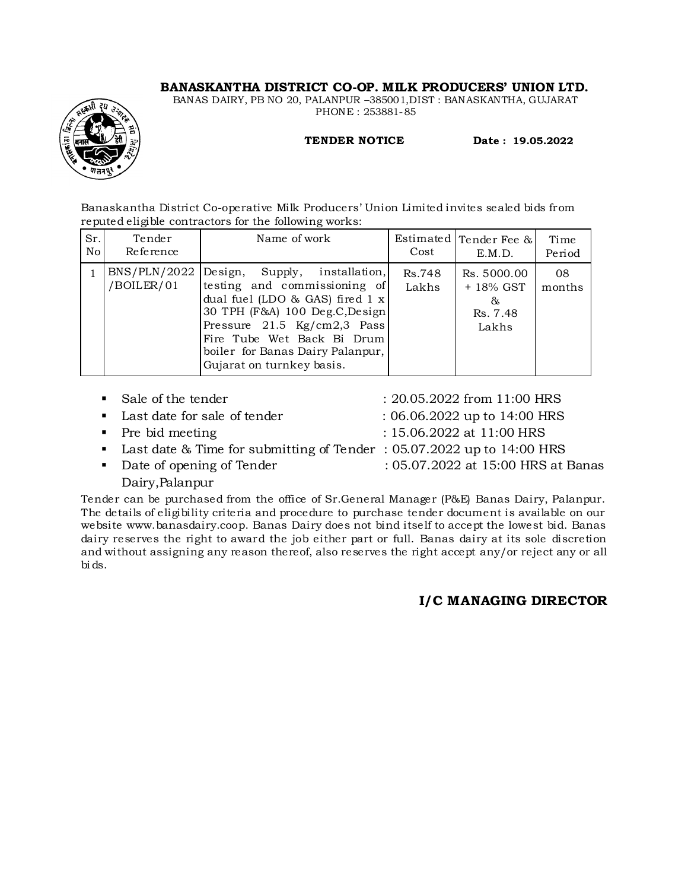# BANASKANTHA DISTRICT CO-OP. MILK PRODUCERS' UNION LTD.

BANAS DAIRY, PB NO 20, PALANPUR –385001,DIST : BANASKANTHA, GUJARAT
PHONE : 253881-85

**TENDER NOTICE** **Date : 19.05.2022**

Banaskantha District Co-operative Milk Producers' Union Limited invites sealed bids from reputed eligible contractors for the following works:

| Sr. No | Tender Reference | Name of work | Estimated Cost | Tender Fee & E.M.D. | Time Period |
|---|---|---|---|---|---|
| 1 | BNS/PLN/2022 /BOILER/01 | Design, Supply, installation, testing and commissioning of dual fuel (LDO & GAS) fired 1 x 30 TPH (F&A) 100 Deg.C,Design Pressure 21.5 Kg/cm2,3 Pass Fire Tube Wet Back Bi Drum boiler for Banas Dairy Palanpur, Gujarat on turnkey basis. | Rs.748 Lakhs | Rs. 5000.00 + 18% GST & Rs. 7.48 Lakhs | 08 months |

- Sale of the tender : 20.05.2022 from 11:00 HRS
- Last date for sale of tender : 06.06.2022 up to 14:00 HRS
- Pre bid meeting : 15.06.2022 at 11:00 HRS
- Last date & Time for submitting of Tender : 05.07.2022 up to 14:00 HRS
- Date of opening of Tender : 05.07.2022 at 15:00 HRS at Banas Dairy,Palanpur

Tender can be purchased from the office of Sr.General Manager (P&E) Banas Dairy, Palanpur. The details of eligibility criteria and procedure to purchase tender document is available on our website www.banasdairy.coop. Banas Dairy does not bind itself to accept the lowest bid. Banas dairy reserves the right to award the job either part or full. Banas dairy at its sole discretion and without assigning any reason thereof, also reserves the right accept any/or reject any or all bids.

**I/C MANAGING DIRECTOR**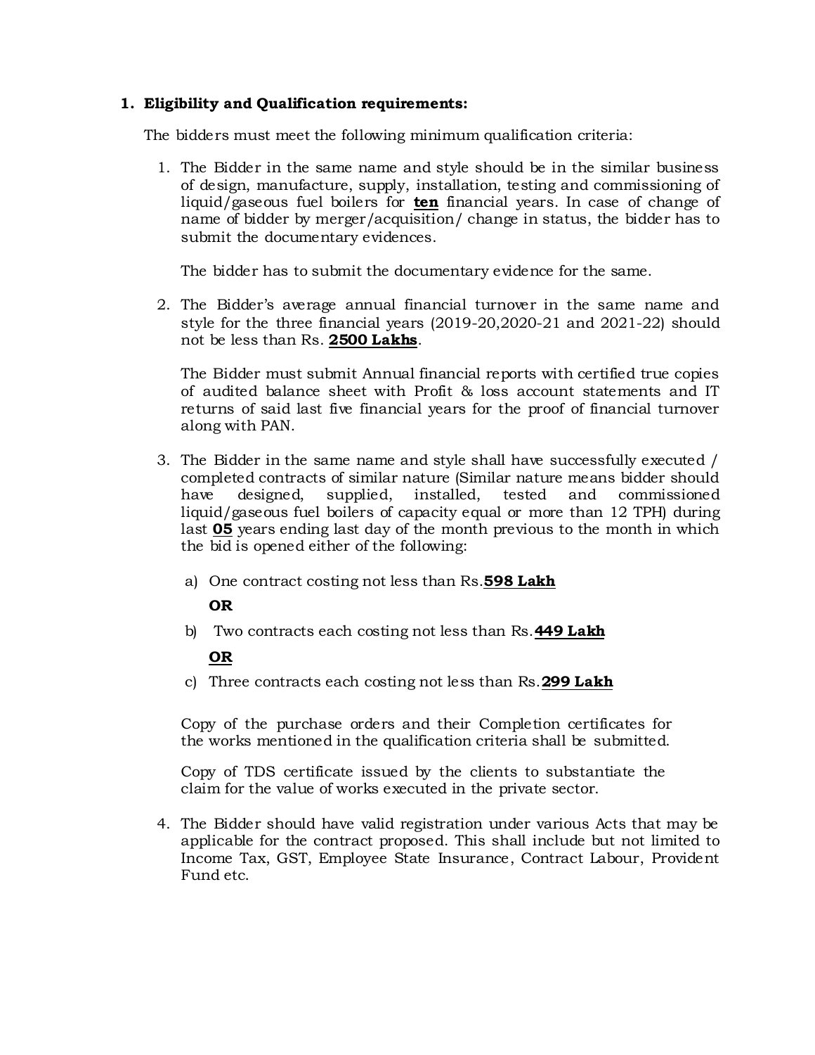## 1. Eligibility and Qualification requirements:

The bidders must meet the following minimum qualification criteria:

1. The Bidder in the same name and style should be in the similar business of design, manufacture, supply, installation, testing and commissioning of liquid/gaseous fuel boilers for **ten** financial years. In case of change of name of bidder by merger/acquisition/ change in status, the bidder has to submit the documentary evidences.

   The bidder has to submit the documentary evidence for the same.

2. The Bidder's average annual financial turnover in the same name and style for the three financial years (2019-20,2020-21 and 2021-22) should not be less than Rs. **2500 Lakhs**.

   The Bidder must submit Annual financial reports with certified true copies of audited balance sheet with Profit & loss account statements and IT returns of said last five financial years for the proof of financial turnover along with PAN.

3. The Bidder in the same name and style shall have successfully executed / completed contracts of similar nature (Similar nature means bidder should have designed, supplied, installed, tested and commissioned liquid/gaseous fuel boilers of capacity equal or more than 12 TPH) during last **05** years ending last day of the month previous to the month in which the bid is opened either of the following:

   a) One contract costing not less than Rs.**598 Lakh**

      **OR**

   b) Two contracts each costing not less than Rs.**449 Lakh**

      **OR**

   c) Three contracts each costing not less than Rs.**299 Lakh**

   Copy of the purchase orders and their Completion certificates for the works mentioned in the qualification criteria shall be submitted.

   Copy of TDS certificate issued by the clients to substantiate the claim for the value of works executed in the private sector.

4. The Bidder should have valid registration under various Acts that may be applicable for the contract proposed. This shall include but not limited to Income Tax, GST, Employee State Insurance, Contract Labour, Provident Fund etc.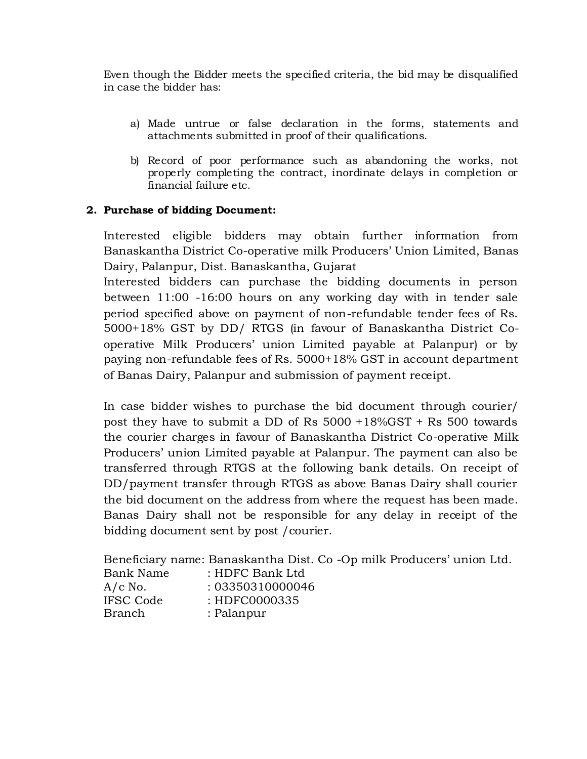Even though the Bidder meets the specified criteria, the bid may be disqualified in case the bidder has:

a) Made untrue or false declaration in the forms, statements and attachments submitted in proof of their qualifications.

b) Record of poor performance such as abandoning the works, not properly completing the contract, inordinate delays in completion or financial failure etc.

**2. Purchase of bidding Document:**

Interested eligible bidders may obtain further information from Banaskantha District Co-operative milk Producers' Union Limited, Banas Dairy, Palanpur, Dist. Banaskantha, Gujarat
Interested bidders can purchase the bidding documents in person between 11:00 -16:00 hours on any working day with in tender sale period specified above on payment of non-refundable tender fees of Rs. 5000+18% GST by DD/ RTGS (in favour of Banaskantha District Co-operative Milk Producers' union Limited payable at Palanpur) or by paying non-refundable fees of Rs. 5000+18% GST in account department of Banas Dairy, Palanpur and submission of payment receipt.

In case bidder wishes to purchase the bid document through courier/ post they have to submit a DD of Rs 5000 +18%GST + Rs 500 towards the courier charges in favour of Banaskantha District Co-operative Milk Producers' union Limited payable at Palanpur. The payment can also be transferred through RTGS at the following bank details. On receipt of DD/payment transfer through RTGS as above Banas Dairy shall courier the bid document on the address from where the request has been made. Banas Dairy shall not be responsible for any delay in receipt of the bidding document sent by post /courier.

Beneficiary name: Banaskantha Dist. Co -Op milk Producers' union Ltd.
Bank Name : HDFC Bank Ltd
A/c No. : 03350310000046
IFSC Code : HDFC0000335
Branch : Palanpur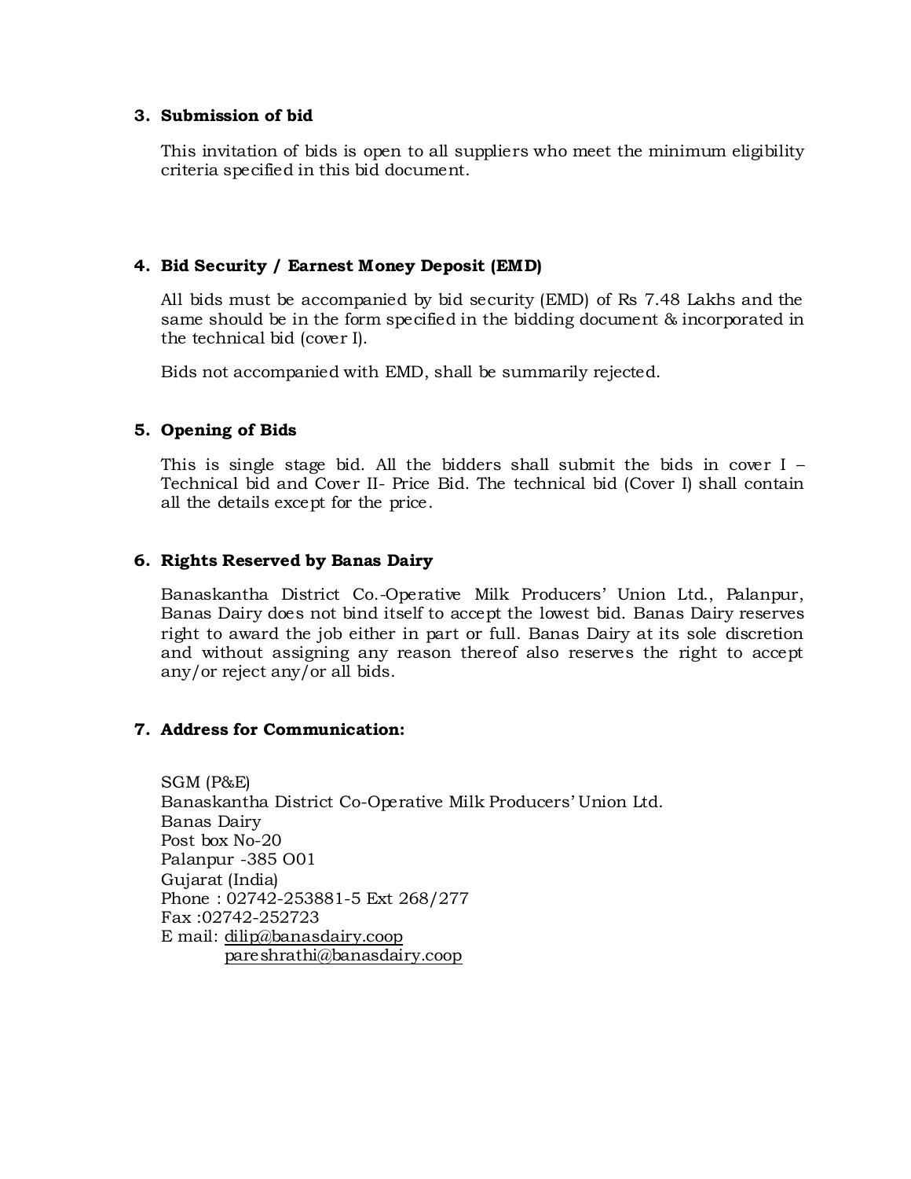### 3. Submission of bid

This invitation of bids is open to all suppliers who meet the minimum eligibility criteria specified in this bid document.

### 4. Bid Security / Earnest Money Deposit (EMD)

All bids must be accompanied by bid security (EMD) of Rs 7.48 Lakhs and the same should be in the form specified in the bidding document & incorporated in the technical bid (cover I).

Bids not accompanied with EMD, shall be summarily rejected.

### 5. Opening of Bids

This is single stage bid. All the bidders shall submit the bids in cover I – Technical bid and Cover II- Price Bid. The technical bid (Cover I) shall contain all the details except for the price.

### 6. Rights Reserved by Banas Dairy

Banaskantha District Co.-Operative Milk Producers' Union Ltd., Palanpur, Banas Dairy does not bind itself to accept the lowest bid. Banas Dairy reserves right to award the job either in part or full. Banas Dairy at its sole discretion and without assigning any reason thereof also reserves the right to accept any/or reject any/or all bids.

### 7. Address for Communication:

SGM (P&E)
Banaskantha District Co-Operative Milk Producers' Union Ltd.
Banas Dairy
Post box No-20
Palanpur -385 O01
Gujarat (India)
Phone : 02742-253881-5 Ext 268/277
Fax :02742-252723
E mail: dilip@banasdairy.coop
pareshrathi@banasdairy.coop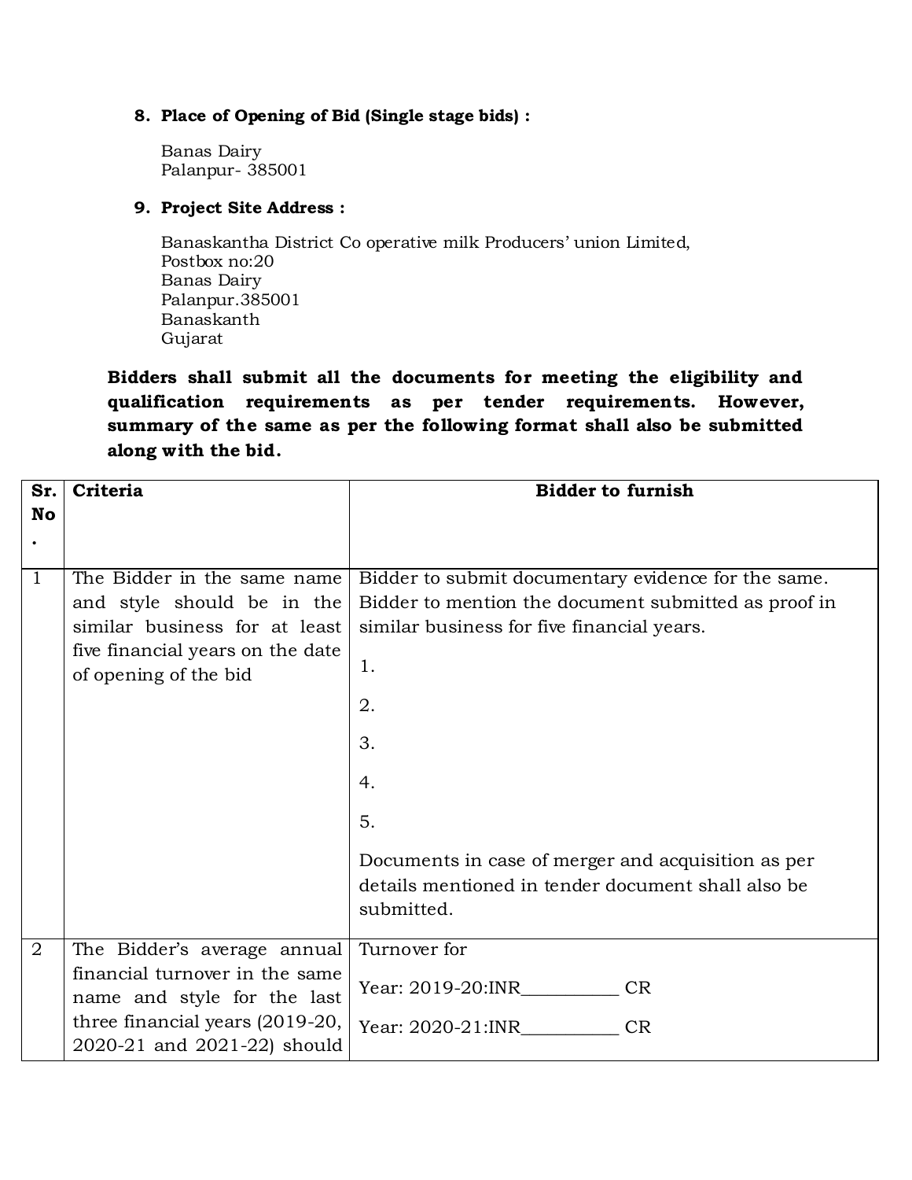8. **Place of Opening of Bid (Single stage bids) :**

   Banas Dairy
   Palanpur- 385001

9. **Project Site Address :**

   Banaskantha District Co operative milk Producers' union Limited,
   Postbox no:20
   Banas Dairy
   Palanpur.385001
   Banaskanth
   Gujarat

**Bidders shall submit all the documents for meeting the eligibility and qualification requirements as per tender requirements. However, summary of the same as per the following format shall also be submitted along with the bid.**

| Sr. No. | Criteria | Bidder to furnish |
|---|---|---|
| 1 | The Bidder in the same name and style should be in the similar business for at least five financial years on the date of opening of the bid | Bidder to submit documentary evidence for the same. Bidder to mention the document submitted as proof in similar business for five financial years.<br>1.<br>2.<br>3.<br>4.<br>5.<br>Documents in case of merger and acquisition as per details mentioned in tender document shall also be submitted. |
| 2 | The Bidder's average annual financial turnover in the same name and style for the last three financial years (2019-20, 2020-21 and 2021-22) should | Turnover for<br>Year: 2019-20:INR__________ CR<br>Year: 2020-21:INR__________ CR |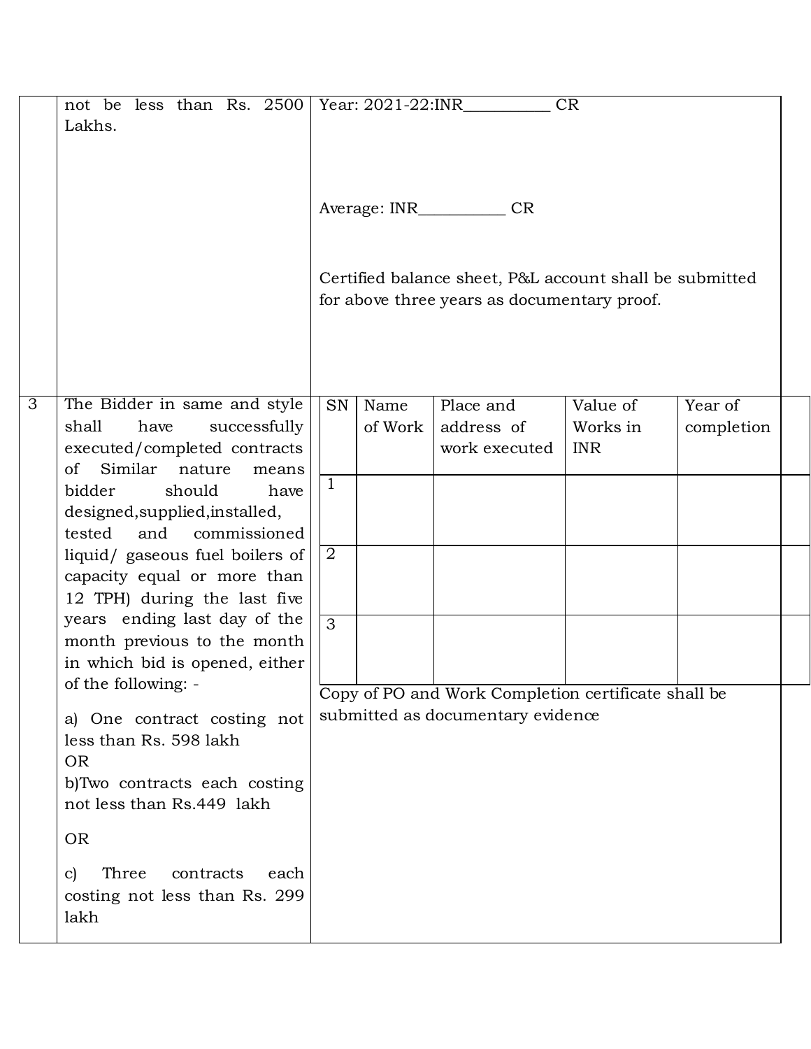| | | |
|---|---|---|
| | not be less than Rs. 2500 Lakhs. | Year: 2021-22:INR__________ CR<br><br>Average: INR__________ CR<br><br>Certified balance sheet, P&L account shall be submitted for above three years as documentary proof. |
| 3 | The Bidder in same and style shall have successfully executed/completed contracts of Similar nature means bidder should have designed,supplied,installed, tested and commissioned liquid/ gaseous fuel boilers of capacity equal or more than 12 TPH) during the last five years ending last day of the month previous to the month in which bid is opened, either of the following: -<br><br>a) One contract costing not less than Rs. 598 lakh<br>OR<br>b)Two contracts each costing not less than Rs.449 lakh<br><br>OR<br><br>c) Three contracts each costing not less than Rs. 299 lakh | See table below<br><br>Copy of PO and Work Completion certificate shall be submitted as documentary evidence |

| SN | Name of Work | Place and address of work executed | Value of Works in INR | Year of completion |
|---|---|---|---|---|
| 1 | | | | |
| 2 | | | | |
| 3 | | | | |

Copy of PO and Work Completion certificate shall be submitted as documentary evidence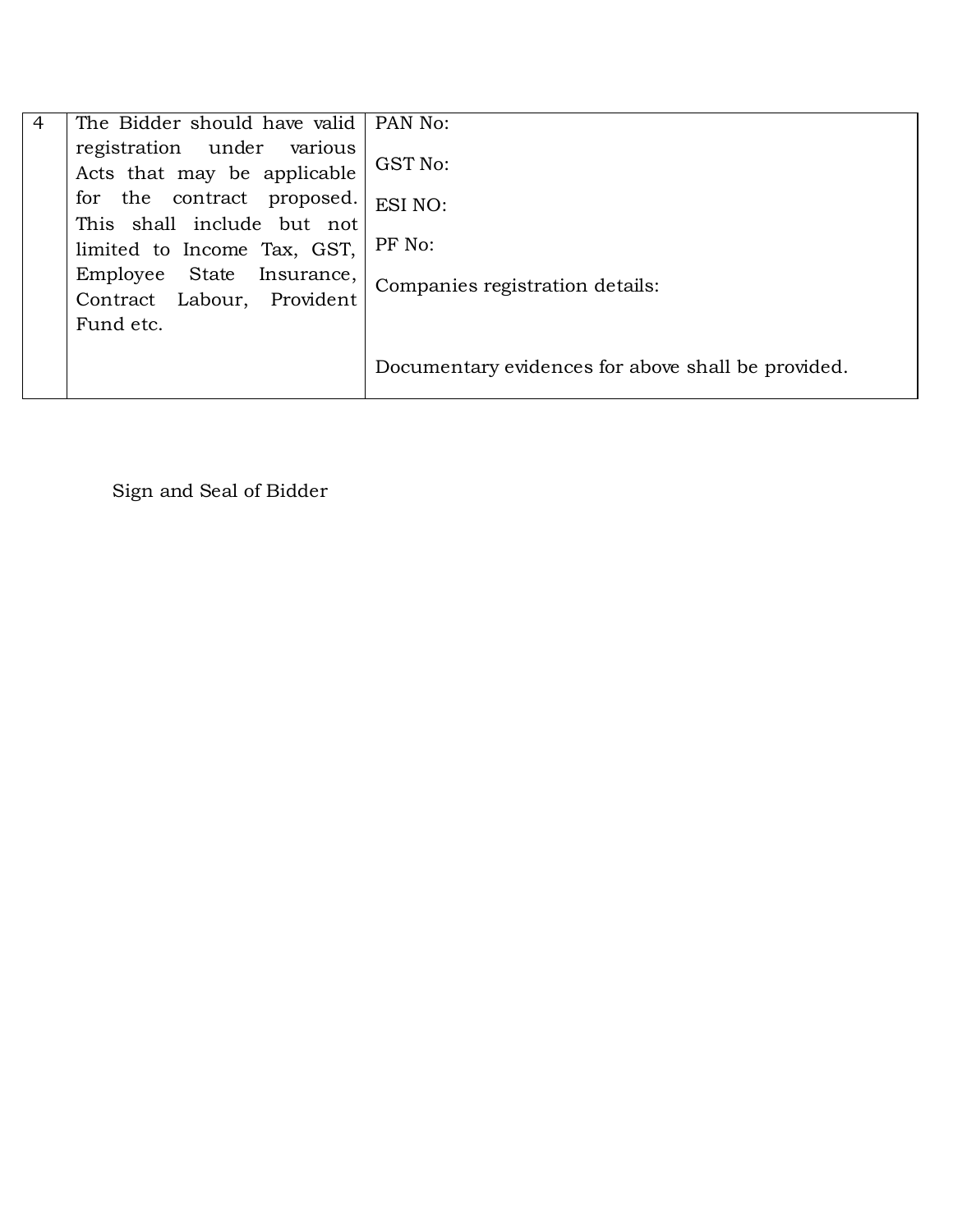| | | |
|---|---|---|
| 4 | The Bidder should have valid registration under various Acts that may be applicable for the contract proposed. This shall include but not limited to Income Tax, GST, Employee State Insurance, Contract Labour, Provident Fund etc. | PAN No:<br><br>GST No:<br><br>ESI NO:<br><br>PF No:<br><br>Companies registration details:<br><br>Documentary evidences for above shall be provided. |

Sign and Seal of Bidder